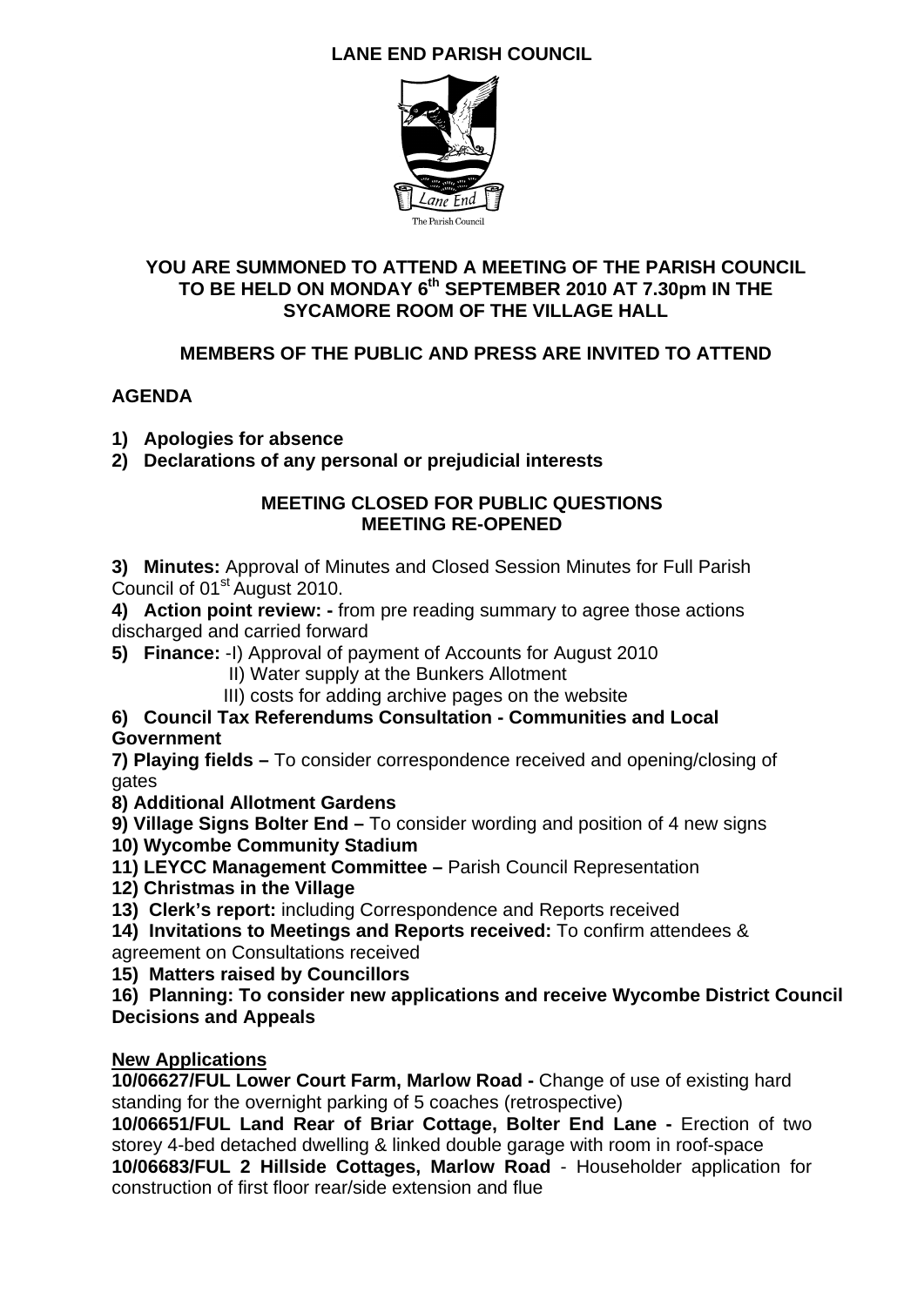# LANE END PARISH COUNCIL

The Parish Council

**YOU ARE SUMMONED TO ATTEND A MEETING OF THE PARISH COUNCIL TO BE HELD ON MONDAY 6th SEPTEMBER 2010 AT 7.30pm IN THE SYCAMORE ROOM OF THE VILLAGE HALL**

**MEMBERS OF THE PUBLIC AND PRESS ARE INVITED TO ATTEND**

## AGENDA

1) **Apologies for absence**
2) **Declarations of any personal or prejudicial interests**

**MEETING CLOSED FOR PUBLIC QUESTIONS**
**MEETING RE-OPENED**

3) **Minutes:** Approval of Minutes and Closed Session Minutes for Full Parish Council of 01st August 2010.
4) **Action point review: -** from pre reading summary to agree those actions discharged and carried forward
5) **Finance:** -I) Approval of payment of Accounts for August 2010
   II) Water supply at the Bunkers Allotment
   III) costs for adding archive pages on the website
6) **Council Tax Referendums Consultation - Communities and Local Government**
7) **Playing fields –** To consider correspondence received and opening/closing of gates
8) **Additional Allotment Gardens**
9) **Village Signs Bolter End –** To consider wording and position of 4 new signs
10) **Wycombe Community Stadium**
11) **LEYCC Management Committee –** Parish Council Representation
12) **Christmas in the Village**
13) **Clerk's report:** including Correspondence and Reports received
14) **Invitations to Meetings and Reports received:** To confirm attendees & agreement on Consultations received
15) **Matters raised by Councillors**
16) **Planning: To consider new applications and receive Wycombe District Council Decisions and Appeals**

**New Applications**

**10/06627/FUL Lower Court Farm, Marlow Road -** Change of use of existing hard standing for the overnight parking of 5 coaches (retrospective)

**10/06651/FUL Land Rear of Briar Cottage, Bolter End Lane -** Erection of two storey 4-bed detached dwelling & linked double garage with room in roof-space

**10/06683/FUL 2 Hillside Cottages, Marlow Road** - Householder application for construction of first floor rear/side extension and flue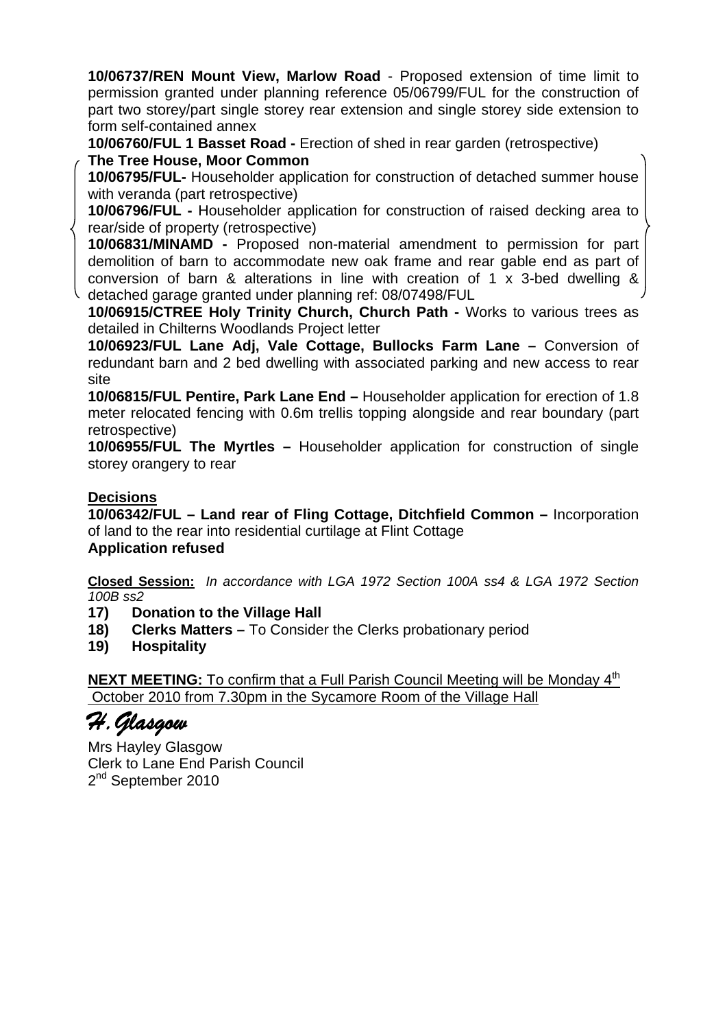**10/06737/REN Mount View, Marlow Road** - Proposed extension of time limit to permission granted under planning reference 05/06799/FUL for the construction of part two storey/part single storey rear extension and single storey side extension to form self-contained annex

**10/06760/FUL 1 Basset Road -** Erection of shed in rear garden (retrospective)

**The Tree House, Moor Common**

**10/06795/FUL-** Householder application for construction of detached summer house with veranda (part retrospective)

**10/06796/FUL -** Householder application for construction of raised decking area to rear/side of property (retrospective)

**10/06831/MINAMD -** Proposed non-material amendment to permission for part demolition of barn to accommodate new oak frame and rear gable end as part of conversion of barn & alterations in line with creation of 1 x 3-bed dwelling & detached garage granted under planning ref: 08/07498/FUL

**10/06915/CTREE Holy Trinity Church, Church Path -** Works to various trees as detailed in Chilterns Woodlands Project letter

**10/06923/FUL Lane Adj, Vale Cottage, Bullocks Farm Lane –** Conversion of redundant barn and 2 bed dwelling with associated parking and new access to rear site

**10/06815/FUL Pentire, Park Lane End –** Householder application for erection of 1.8 meter relocated fencing with 0.6m trellis topping alongside and rear boundary (part retrospective)

**10/06955/FUL The Myrtles –** Householder application for construction of single storey orangery to rear

**Decisions**

**10/06342/FUL – Land rear of Fling Cottage, Ditchfield Common –** Incorporation of land to the rear into residential curtilage at Flint Cottage

**Application refused**

**Closed Session:** *In accordance with LGA 1972 Section 100A ss4 & LGA 1972 Section 100B ss2*

17) **Donation to the Village Hall**
18) **Clerks Matters –** To Consider the Clerks probationary period
19) **Hospitality**

**NEXT MEETING:** To confirm that a Full Parish Council Meeting will be Monday 4th October 2010 from 7.30pm in the Sycamore Room of the Village Hall

*H. Glasgow*

Mrs Hayley Glasgow
Clerk to Lane End Parish Council
2nd September 2010